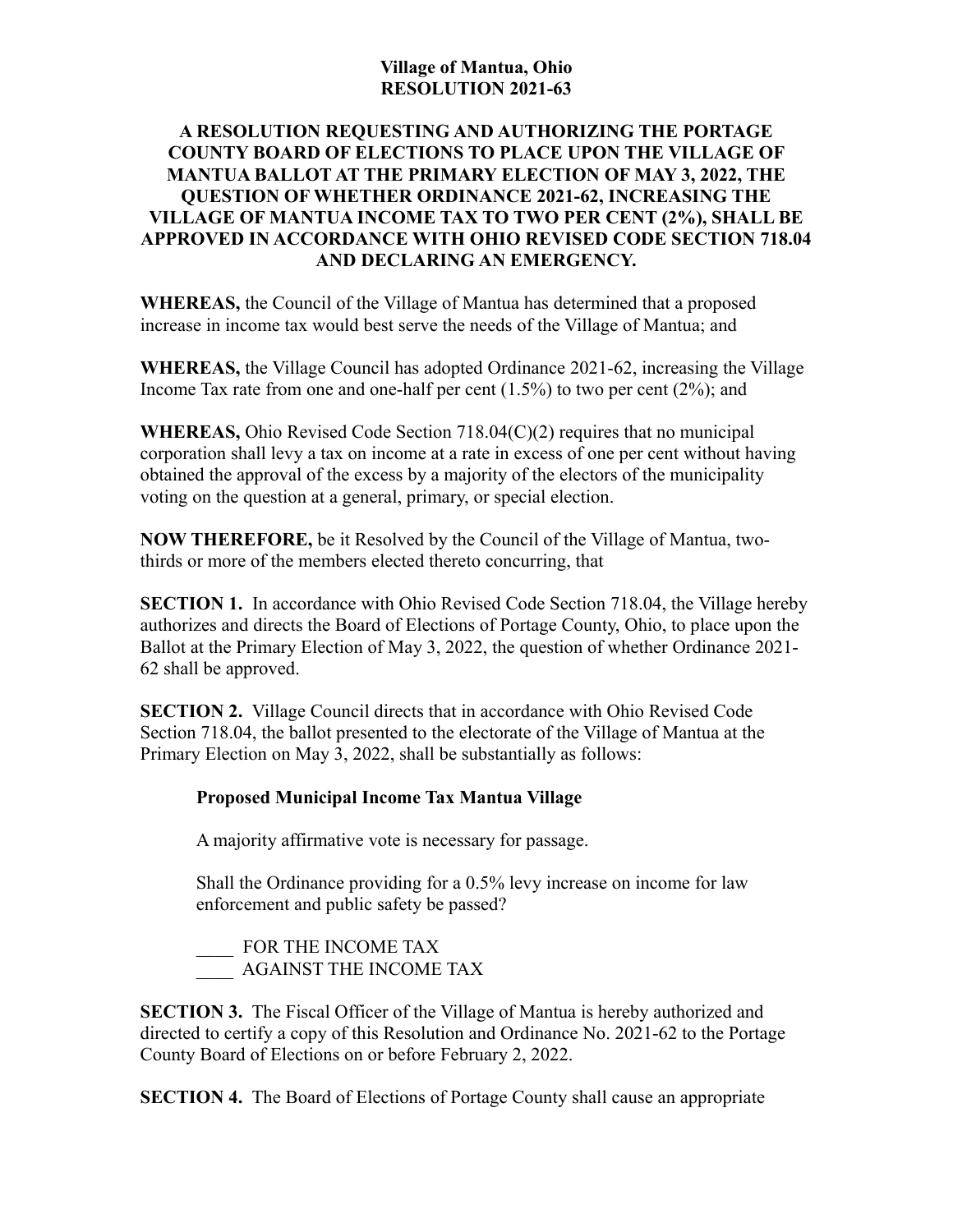**Village of Mantua, Ohio**
**RESOLUTION 2021-63**

**A RESOLUTION REQUESTING AND AUTHORIZING THE PORTAGE COUNTY BOARD OF ELECTIONS TO PLACE UPON THE VILLAGE OF MANTUA BALLOT AT THE PRIMARY ELECTION OF MAY 3, 2022, THE QUESTION OF WHETHER ORDINANCE 2021-62, INCREASING THE VILLAGE OF MANTUA INCOME TAX TO TWO PER CENT (2%), SHALL BE APPROVED IN ACCORDANCE WITH OHIO REVISED CODE SECTION 718.04 AND DECLARING AN EMERGENCY.**

**WHEREAS,** the Council of the Village of Mantua has determined that a proposed increase in income tax would best serve the needs of the Village of Mantua; and

**WHEREAS,** the Village Council has adopted Ordinance 2021-62, increasing the Village Income Tax rate from one and one-half per cent (1.5%) to two per cent (2%); and

**WHEREAS,** Ohio Revised Code Section 718.04(C)(2) requires that no municipal corporation shall levy a tax on income at a rate in excess of one per cent without having obtained the approval of the excess by a majority of the electors of the municipality voting on the question at a general, primary, or special election.

**NOW THEREFORE,** be it Resolved by the Council of the Village of Mantua, two-thirds or more of the members elected thereto concurring, that

**SECTION 1.** In accordance with Ohio Revised Code Section 718.04, the Village hereby authorizes and directs the Board of Elections of Portage County, Ohio, to place upon the Ballot at the Primary Election of May 3, 2022, the question of whether Ordinance 2021-62 shall be approved.

**SECTION 2.** Village Council directs that in accordance with Ohio Revised Code Section 718.04, the ballot presented to the electorate of the Village of Mantua at the Primary Election on May 3, 2022, shall be substantially as follows:

> **Proposed Municipal Income Tax Mantua Village**
>
> A majority affirmative vote is necessary for passage.
>
> Shall the Ordinance providing for a 0.5% levy increase on income for law enforcement and public safety be passed?
>
> ____ FOR THE INCOME TAX
> ____ AGAINST THE INCOME TAX

**SECTION 3.** The Fiscal Officer of the Village of Mantua is hereby authorized and directed to certify a copy of this Resolution and Ordinance No. 2021-62 to the Portage County Board of Elections on or before February 2, 2022.

**SECTION 4.** The Board of Elections of Portage County shall cause an appropriate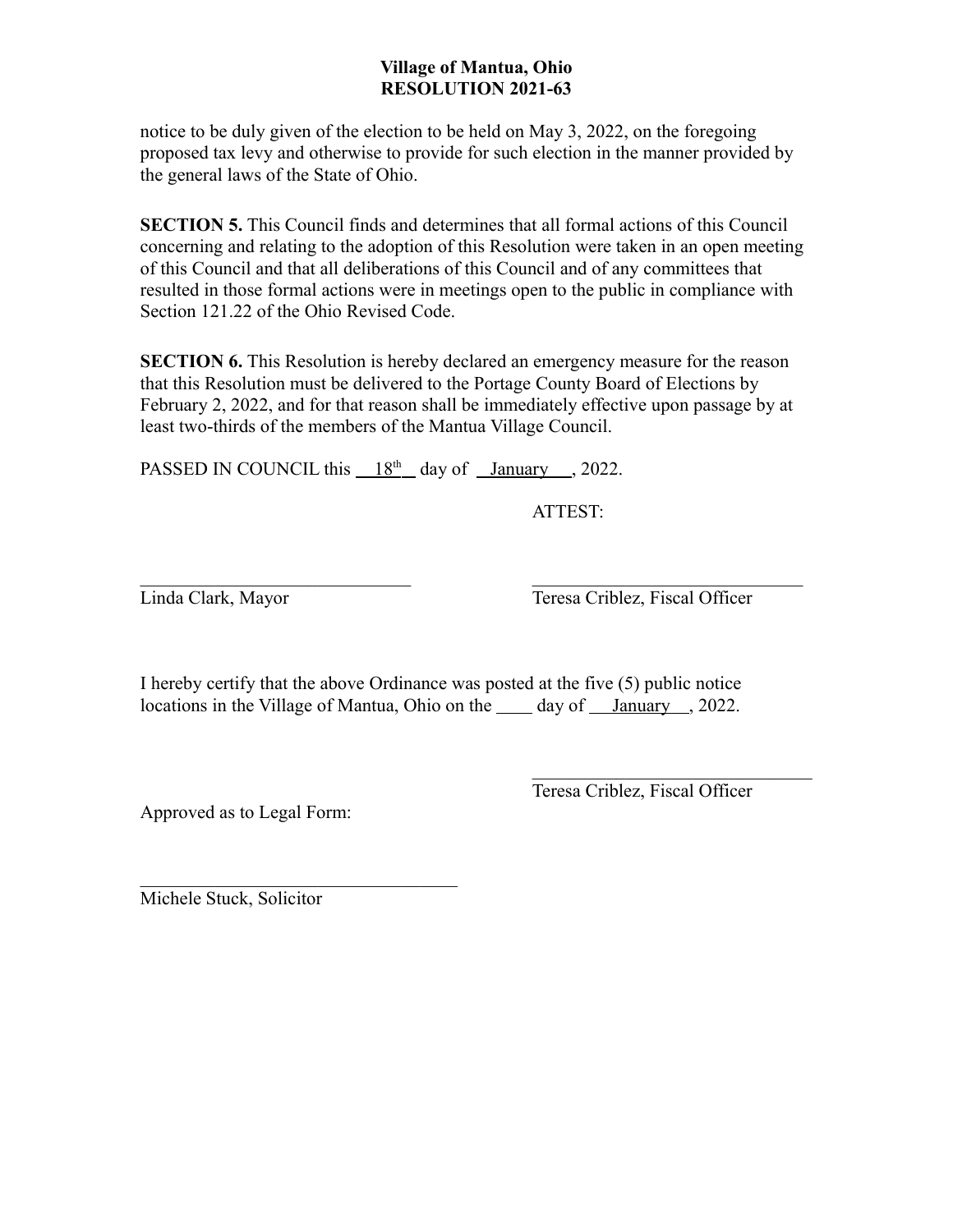notice to be duly given of the election to be held on May 3, 2022, on the foregoing proposed tax levy and otherwise to provide for such election in the manner provided by the general laws of the State of Ohio.

**SECTION 5.** This Council finds and determines that all formal actions of this Council concerning and relating to the adoption of this Resolution were taken in an open meeting of this Council and that all deliberations of this Council and of any committees that resulted in those formal actions were in meetings open to the public in compliance with Section 121.22 of the Ohio Revised Code.

**SECTION 6.** This Resolution is hereby declared an emergency measure for the reason that this Resolution must be delivered to the Portage County Board of Elections by February 2, 2022, and for that reason shall be immediately effective upon passage by at least two-thirds of the members of the Mantua Village Council.

PASSED IN COUNCIL this 18th day of January, 2022.

ATTEST:

______________________________
Linda Clark, Mayor

______________________________
Teresa Criblez, Fiscal Officer

I hereby certify that the above Ordinance was posted at the five (5) public notice locations in the Village of Mantua, Ohio on the ____ day of January, 2022.

______________________________
Teresa Criblez, Fiscal Officer

Approved as to Legal Form:

______________________________
Michele Stuck, Solicitor